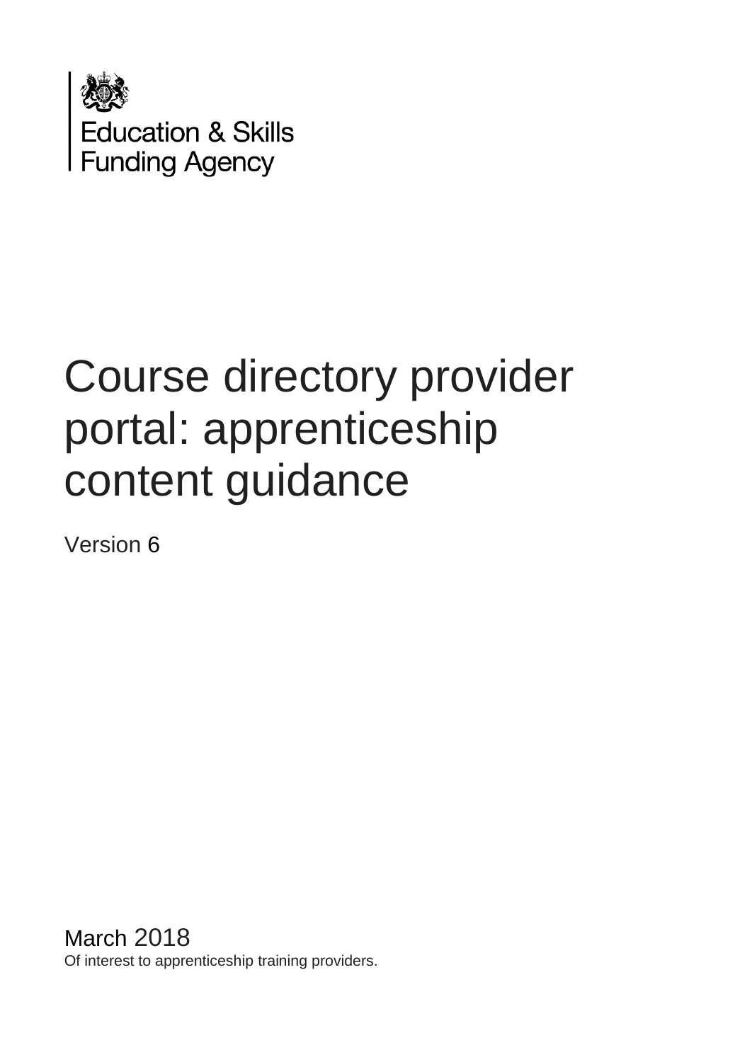Education & Skills Funding Agency

# Course directory provider portal: apprenticeship content guidance

Version 6

March 2018

Of interest to apprenticeship training providers.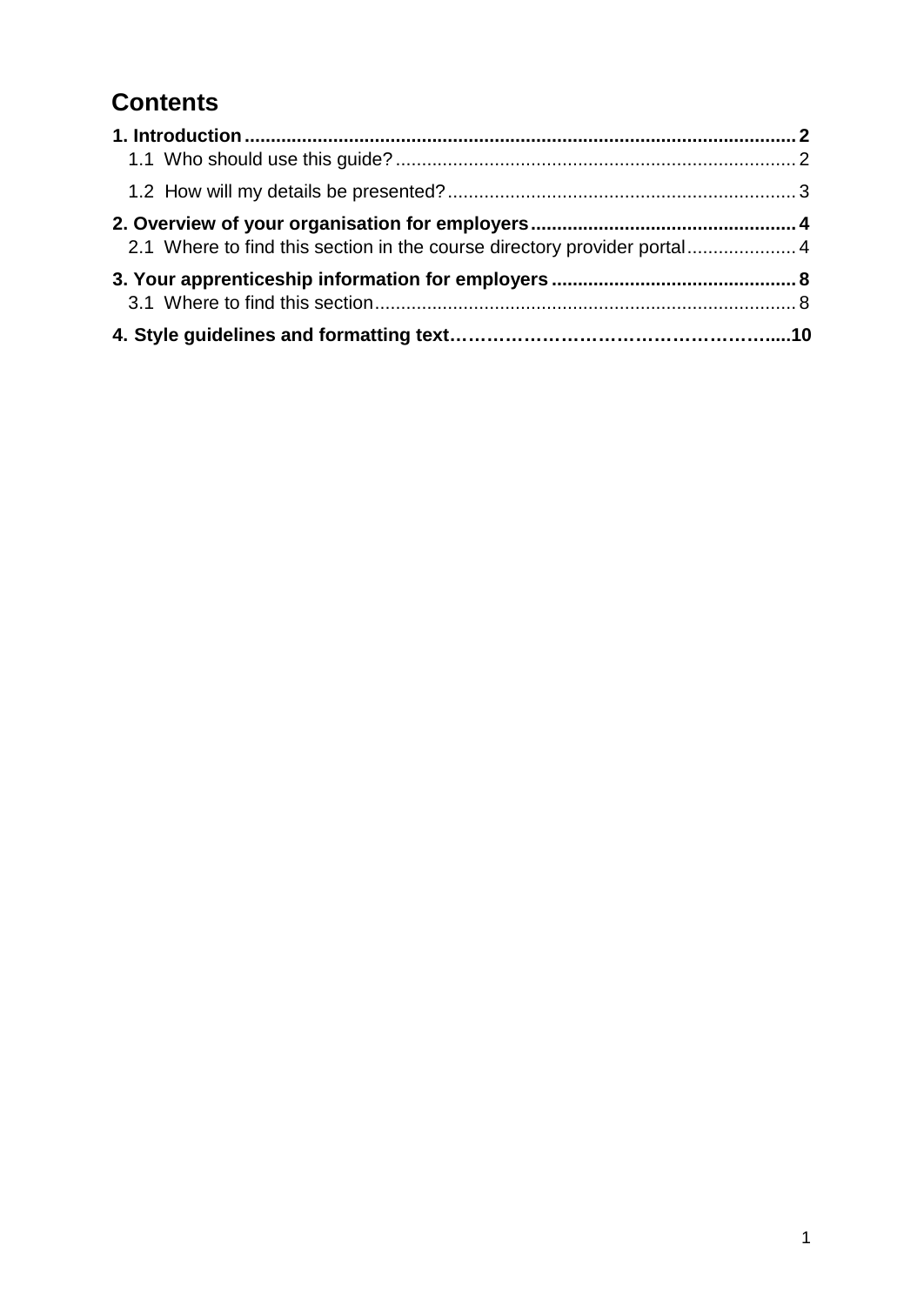# Contents

**1. Introduction** ........................................................................................................ **2**

1.1 Who should use this guide? ........................................................................... 2

1.2 How will my details be presented? .................................................................. 3

**2. Overview of your organisation for employers** .................................................. **4**

2.1 Where to find this section in the course directory provider portal ..................... 4

**3. Your apprenticeship information for employers** .............................................. **8**

3.1 Where to find this section ................................................................................ 8

**4. Style guidelines and formatting text**……………………………………………......**10**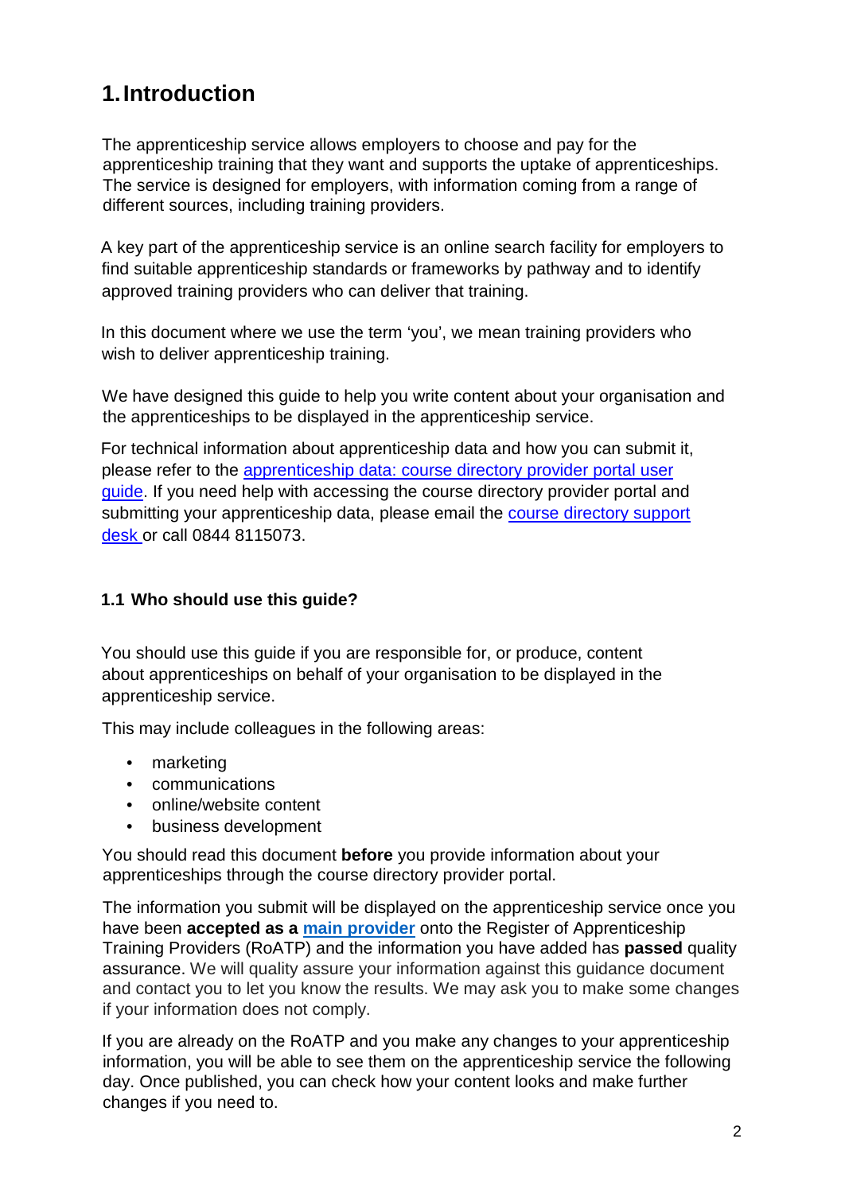# 1. Introduction

The apprenticeship service allows employers to choose and pay for the apprenticeship training that they want and supports the uptake of apprenticeships. The service is designed for employers, with information coming from a range of different sources, including training providers.

A key part of the apprenticeship service is an online search facility for employers to find suitable apprenticeship standards or frameworks by pathway and to identify approved training providers who can deliver that training.

In this document where we use the term 'you', we mean training providers who wish to deliver apprenticeship training.

We have designed this guide to help you write content about your organisation and the apprenticeships to be displayed in the apprenticeship service.

For technical information about apprenticeship data and how you can submit it, please refer to the apprenticeship data: course directory provider portal user guide. If you need help with accessing the course directory provider portal and submitting your apprenticeship data, please email the course directory support desk or call 0844 8115073.

## 1.1 Who should use this guide?

You should use this guide if you are responsible for, or produce, content about apprenticeships on behalf of your organisation to be displayed in the apprenticeship service.

This may include colleagues in the following areas:

- marketing
- communications
- online/website content
- business development

You should read this document **before** you provide information about your apprenticeships through the course directory provider portal.

The information you submit will be displayed on the apprenticeship service once you have been **accepted as a main provider** onto the Register of Apprenticeship Training Providers (RoATP) and the information you have added has **passed** quality assurance. We will quality assure your information against this guidance document and contact you to let you know the results. We may ask you to make some changes if your information does not comply.

If you are already on the RoATP and you make any changes to your apprenticeship information, you will be able to see them on the apprenticeship service the following day. Once published, you can check how your content looks and make further changes if you need to.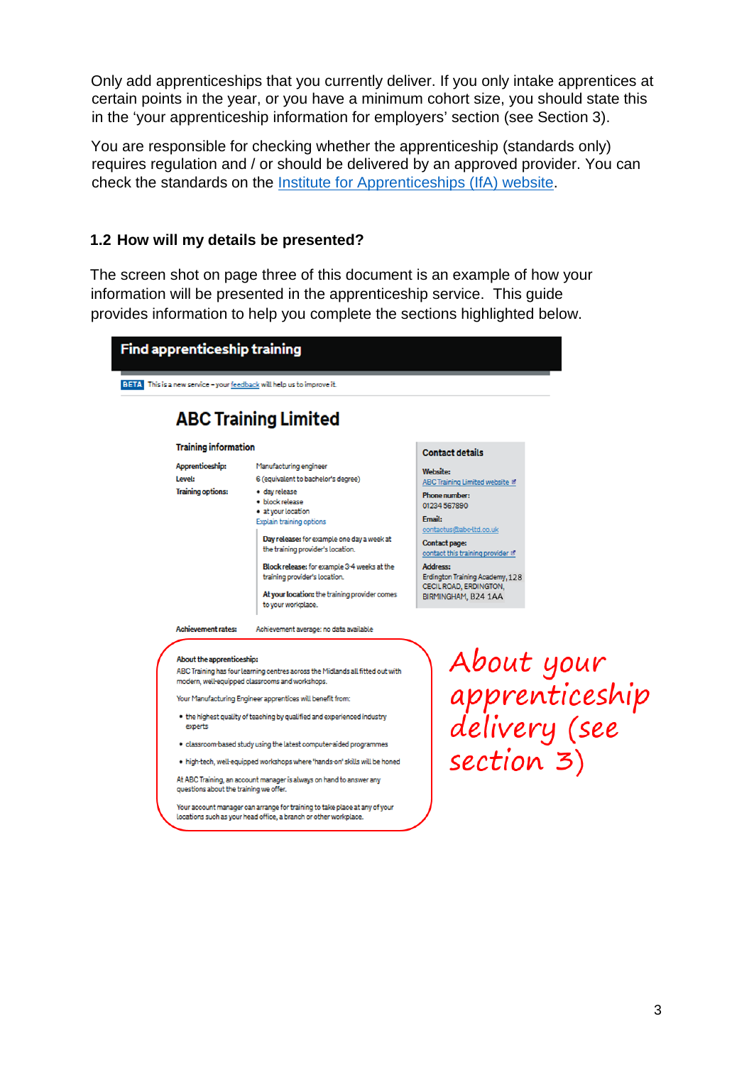Only add apprenticeships that you currently deliver. If you only intake apprentices at certain points in the year, or you have a minimum cohort size, you should state this in the 'your apprenticeship information for employers' section (see Section 3).

You are responsible for checking whether the apprenticeship (standards only) requires regulation and / or should be delivered by an approved provider. You can check the standards on the Institute for Apprenticeships (IfA) website.

### 1.2 How will my details be presented?

The screen shot on page three of this document is an example of how your information will be presented in the apprenticeship service. This guide provides information to help you complete the sections highlighted below.

**Find apprenticeship training**

BETA This is a new service – your feedback will help us to improve it.

## ABC Training Limited

**Training information**

**Apprenticeship:** Manufacturing engineer

**Level:** 6 (equivalent to bachelor's degree)

**Training options:**
- day release
- block release
- at your location

Explain training options

**Day release:** for example one day a week at the training provider's location.

**Block release:** for example 3-4 weeks at the training provider's location.

**At your location:** the training provider comes to your workplace.

**Achievement rates:** Achievement average: no data available

**Contact details**

**Website:** ABC Training Limited website

**Phone number:** 01234 567890

**Email:** contactus@abc-ltd.co.uk

**Contact page:** contact this training provider

**Address:** Erdington Training Academy, 128 CECIL ROAD, ERDINGTON, BIRMINGHAM, B24 1AA

**About the apprenticeship:**

ABC Training has four learning centres across the Midlands all fitted out with modern, well-equipped classrooms and workshops.

Your Manufacturing Engineer apprentices will benefit from:

- the highest quality of teaching by qualified and experienced industry experts
- classroom-based study using the latest computer-aided programmes
- high-tech, well-equipped workshops where 'hands-on' skills will be honed

At ABC Training, an account manager is always on hand to answer any questions about the training we offer.

Your account manager can arrange for training to take place at any of your locations such as your head office, a branch or other workplace.

*About your apprenticeship delivery (see section 3)*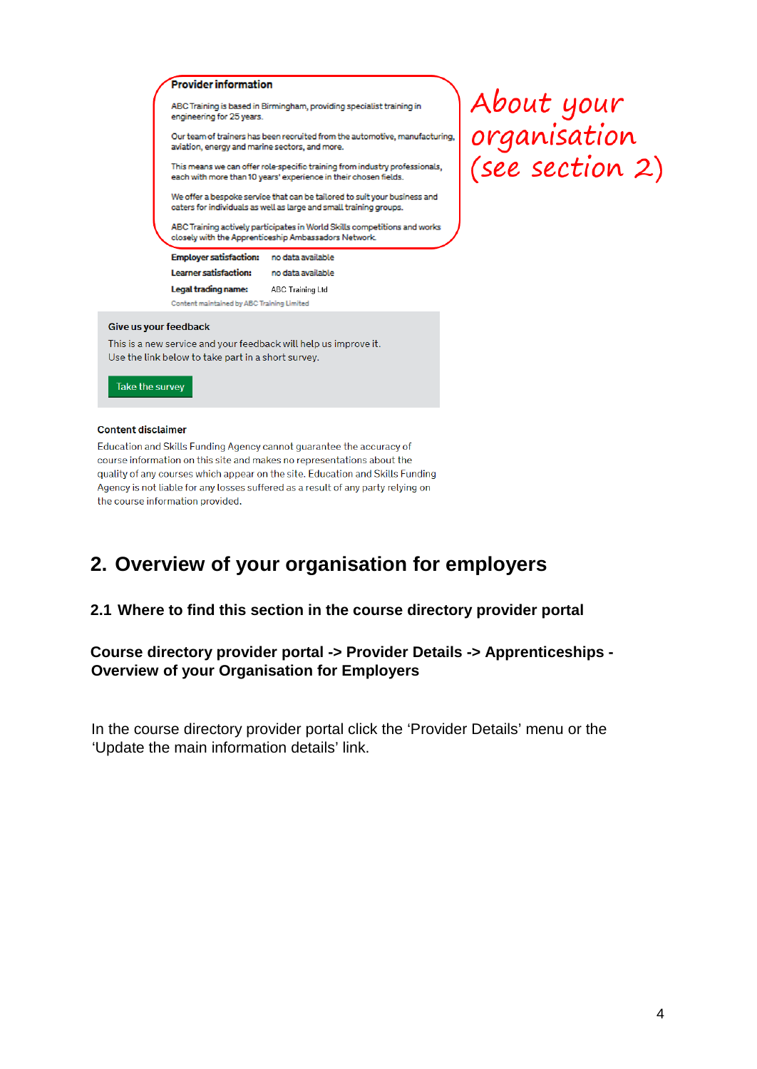**Provider information**

ABC Training is based in Birmingham, providing specialist training in engineering for 25 years.

Our team of trainers has been recruited from the automotive, manufacturing, aviation, energy and marine sectors, and more.

This means we can offer role-specific training from industry professionals, each with more than 10 years' experience in their chosen fields.

We offer a bespoke service that can be tailored to suit your business and caters for individuals as well as large and small training groups.

ABC Training actively participates in World Skills competitions and works closely with the Apprenticeship Ambassadors Network.

About your organisation (see section 2)

**Employer satisfaction:** no data available

**Learner satisfaction:** no data available

**Legal trading name:** ABC Training Ltd

Content maintained by ABC Training Limited

**Give us your feedback**

This is a new service and your feedback will help us improve it.
Use the link below to take part in a short survey.

Take the survey

**Content disclaimer**

Education and Skills Funding Agency cannot guarantee the accuracy of course information on this site and makes no representations about the quality of any courses which appear on the site. Education and Skills Funding Agency is not liable for any losses suffered as a result of any party relying on the course information provided.

## 2. Overview of your organisation for employers

### 2.1 Where to find this section in the course directory provider portal

**Course directory provider portal -> Provider Details -> Apprenticeships - Overview of your Organisation for Employers**

In the course directory provider portal click the 'Provider Details' menu or the 'Update the main information details' link.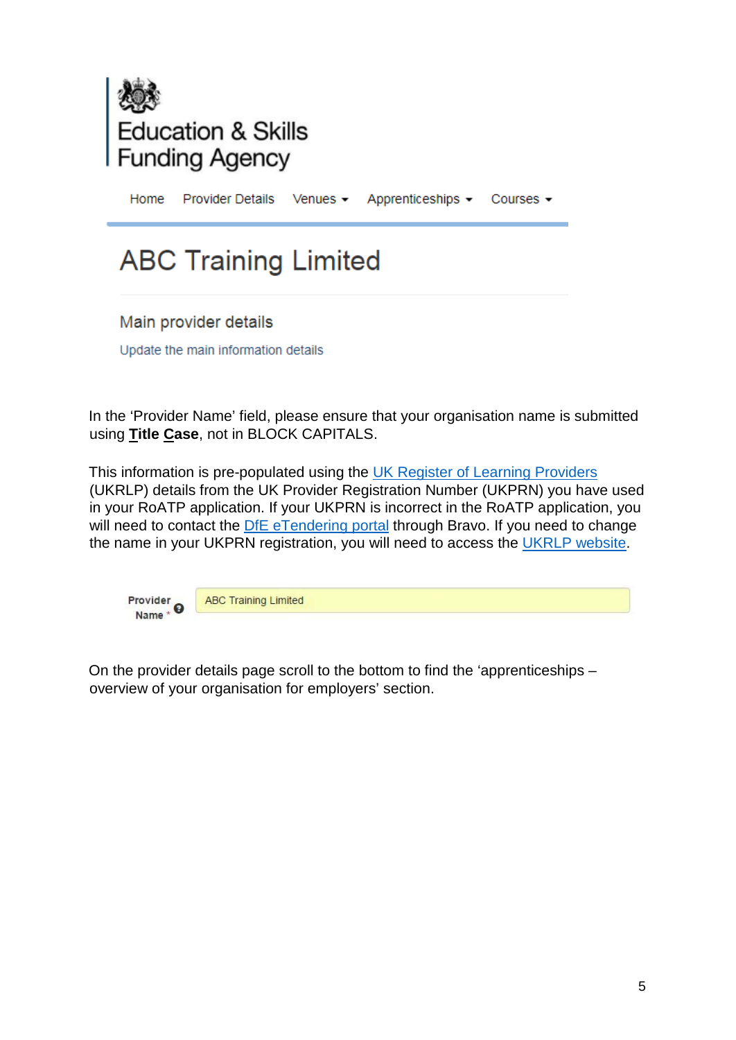Education & Skills Funding Agency

Home Provider Details Venues Apprenticeships Courses

# ABC Training Limited

Main provider details

Update the main information details

In the 'Provider Name' field, please ensure that your organisation name is submitted using **Title Case**, not in BLOCK CAPITALS.

This information is pre-populated using the UK Register of Learning Providers (UKRLP) details from the UK Provider Registration Number (UKPRN) you have used in your RoATP application. If your UKPRN is incorrect in the RoATP application, you will need to contact the DfE eTendering portal through Bravo. If you need to change the name in your UKPRN registration, you will need to access the UKRLP website.

Provider Name * ABC Training Limited

On the provider details page scroll to the bottom to find the 'apprenticeships – overview of your organisation for employers' section.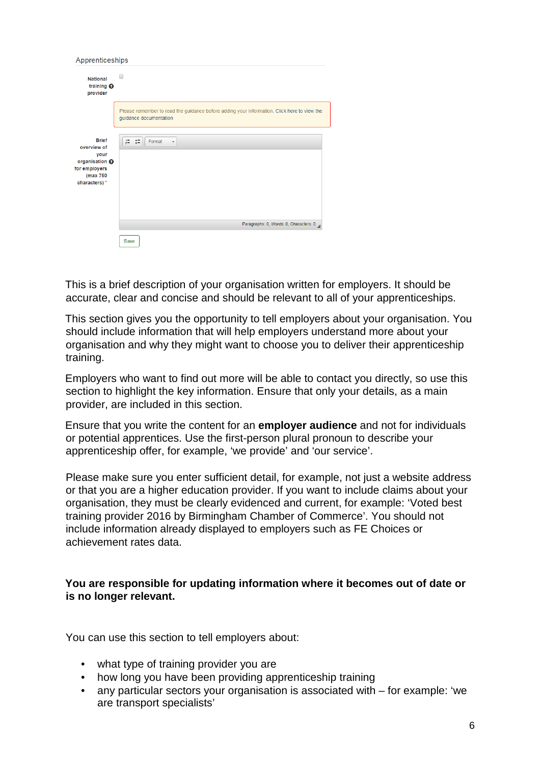Apprenticeships

National training provider

Please remember to read the guidance before adding your information. Click here to view the guidance documentation

Brief overview of your organisation for employers (max 750 characters) *

Paragraphs: 0, Words: 0, Characters: 0

Save

This is a brief description of your organisation written for employers. It should be accurate, clear and concise and should be relevant to all of your apprenticeships.

This section gives you the opportunity to tell employers about your organisation. You should include information that will help employers understand more about your organisation and why they might want to choose you to deliver their apprenticeship training.

Employers who want to find out more will be able to contact you directly, so use this section to highlight the key information. Ensure that only your details, as a main provider, are included in this section.

Ensure that you write the content for an **employer audience** and not for individuals or potential apprentices. Use the first-person plural pronoun to describe your apprenticeship offer, for example, 'we provide' and 'our service'.

Please make sure you enter sufficient detail, for example, not just a website address or that you are a higher education provider. If you want to include claims about your organisation, they must be clearly evidenced and current, for example: 'Voted best training provider 2016 by Birmingham Chamber of Commerce'. You should not include information already displayed to employers such as FE Choices or achievement rates data.

**You are responsible for updating information where it becomes out of date or is no longer relevant.**

You can use this section to tell employers about:

- what type of training provider you are
- how long you have been providing apprenticeship training
- any particular sectors your organisation is associated with – for example: 'we are transport specialists'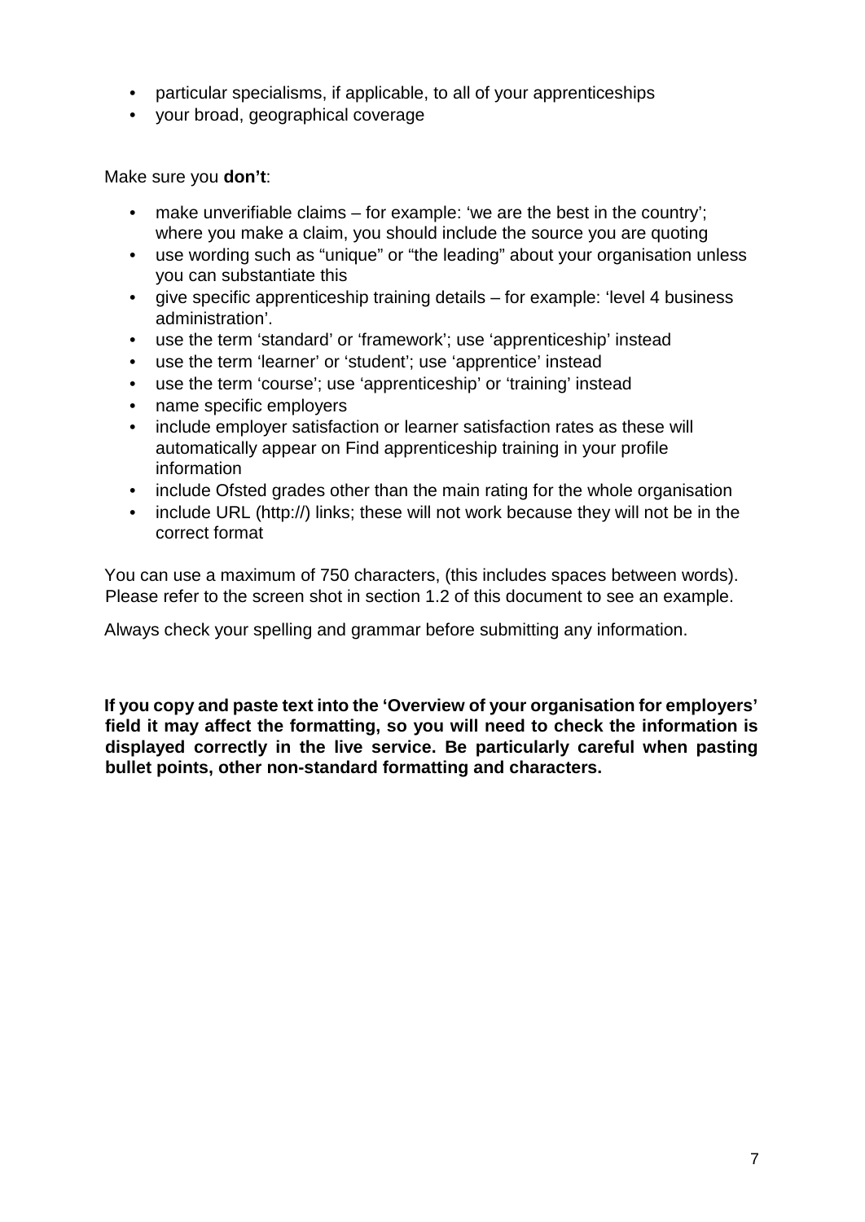- particular specialisms, if applicable, to all of your apprenticeships
- your broad, geographical coverage

Make sure you **don't**:

- make unverifiable claims – for example: 'we are the best in the country'; where you make a claim, you should include the source you are quoting
- use wording such as "unique" or "the leading" about your organisation unless you can substantiate this
- give specific apprenticeship training details – for example: 'level 4 business administration'.
- use the term 'standard' or 'framework'; use 'apprenticeship' instead
- use the term 'learner' or 'student'; use 'apprentice' instead
- use the term 'course'; use 'apprenticeship' or 'training' instead
- name specific employers
- include employer satisfaction or learner satisfaction rates as these will automatically appear on Find apprenticeship training in your profile information
- include Ofsted grades other than the main rating for the whole organisation
- include URL (http://) links; these will not work because they will not be in the correct format

You can use a maximum of 750 characters, (this includes spaces between words). Please refer to the screen shot in section 1.2 of this document to see an example.

Always check your spelling and grammar before submitting any information.

**If you copy and paste text into the 'Overview of your organisation for employers' field it may affect the formatting, so you will need to check the information is displayed correctly in the live service. Be particularly careful when pasting bullet points, other non-standard formatting and characters.**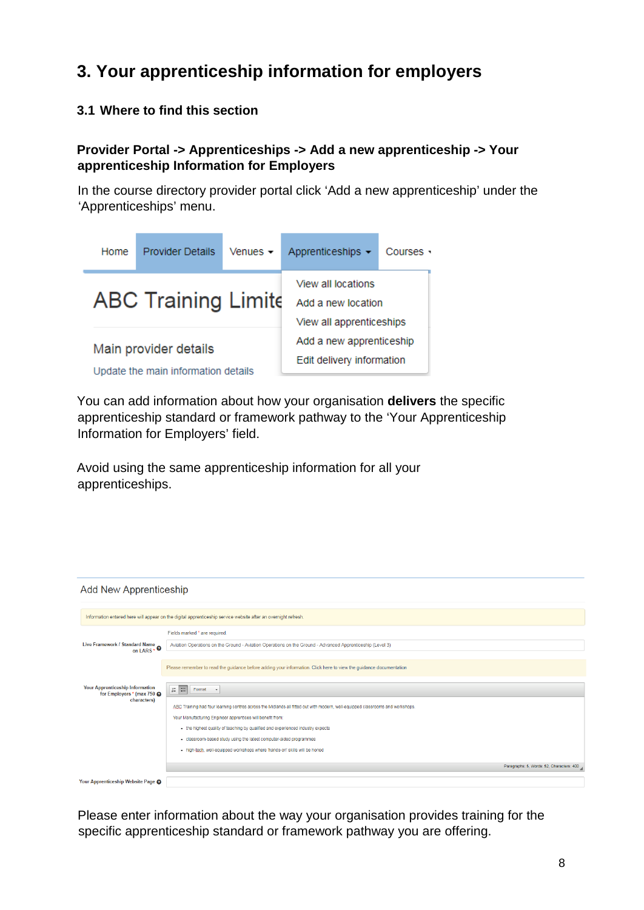# 3. Your apprenticeship information for employers

## 3.1 Where to find this section

**Provider Portal -> Apprenticeships -> Add a new apprenticeship -> Your apprenticeship Information for Employers**

In the course directory provider portal click 'Add a new apprenticeship' under the 'Apprenticeships' menu.

You can add information about how your organisation **delivers** the specific apprenticeship standard or framework pathway to the 'Your Apprenticeship Information for Employers' field.

Avoid using the same apprenticeship information for all your apprenticeships.

Please enter information about the way your organisation provides training for the specific apprenticeship standard or framework pathway you are offering.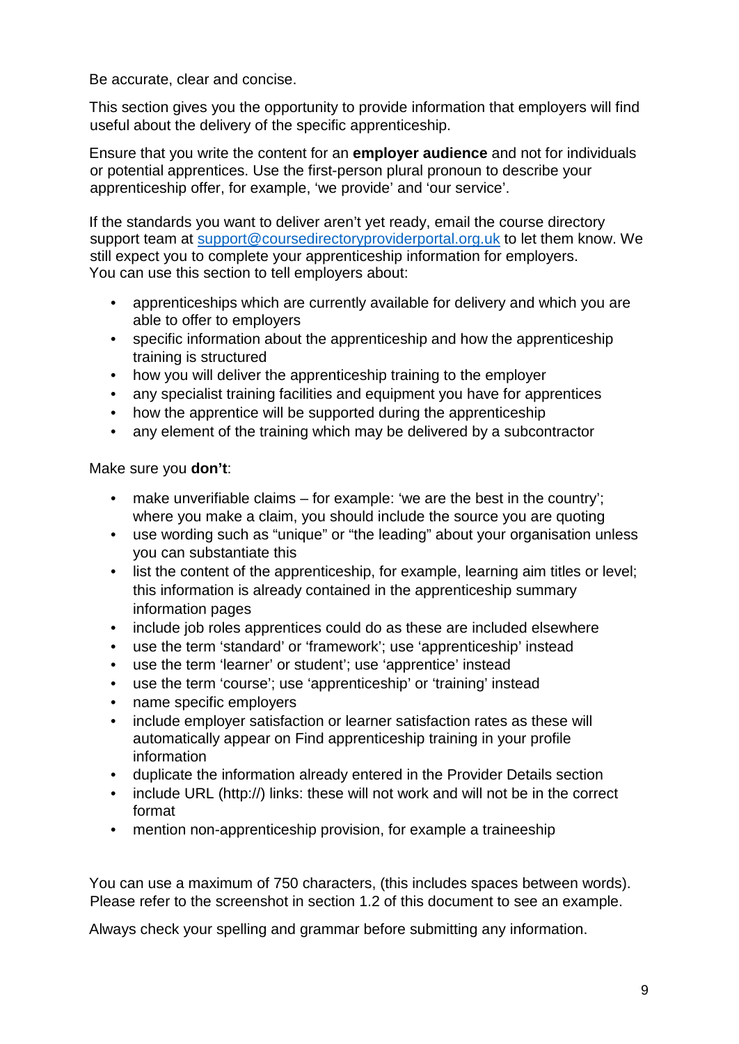Be accurate, clear and concise.

This section gives you the opportunity to provide information that employers will find useful about the delivery of the specific apprenticeship.

Ensure that you write the content for an **employer audience** and not for individuals or potential apprentices. Use the first-person plural pronoun to describe your apprenticeship offer, for example, 'we provide' and 'our service'.

If the standards you want to deliver aren't yet ready, email the course directory support team at support@coursedirectoryproviderportal.org.uk to let them know. We still expect you to complete your apprenticeship information for employers.
You can use this section to tell employers about:

- apprenticeships which are currently available for delivery and which you are able to offer to employers
- specific information about the apprenticeship and how the apprenticeship training is structured
- how you will deliver the apprenticeship training to the employer
- any specialist training facilities and equipment you have for apprentices
- how the apprentice will be supported during the apprenticeship
- any element of the training which may be delivered by a subcontractor

Make sure you **don't**:

- make unverifiable claims – for example: 'we are the best in the country'; where you make a claim, you should include the source you are quoting
- use wording such as "unique" or "the leading" about your organisation unless you can substantiate this
- list the content of the apprenticeship, for example, learning aim titles or level; this information is already contained in the apprenticeship summary information pages
- include job roles apprentices could do as these are included elsewhere
- use the term 'standard' or 'framework'; use 'apprenticeship' instead
- use the term 'learner' or student'; use 'apprentice' instead
- use the term 'course'; use 'apprenticeship' or 'training' instead
- name specific employers
- include employer satisfaction or learner satisfaction rates as these will automatically appear on Find apprenticeship training in your profile information
- duplicate the information already entered in the Provider Details section
- include URL (http://) links: these will not work and will not be in the correct format
- mention non-apprenticeship provision, for example a traineeship

You can use a maximum of 750 characters, (this includes spaces between words). Please refer to the screenshot in section 1.2 of this document to see an example.

Always check your spelling and grammar before submitting any information.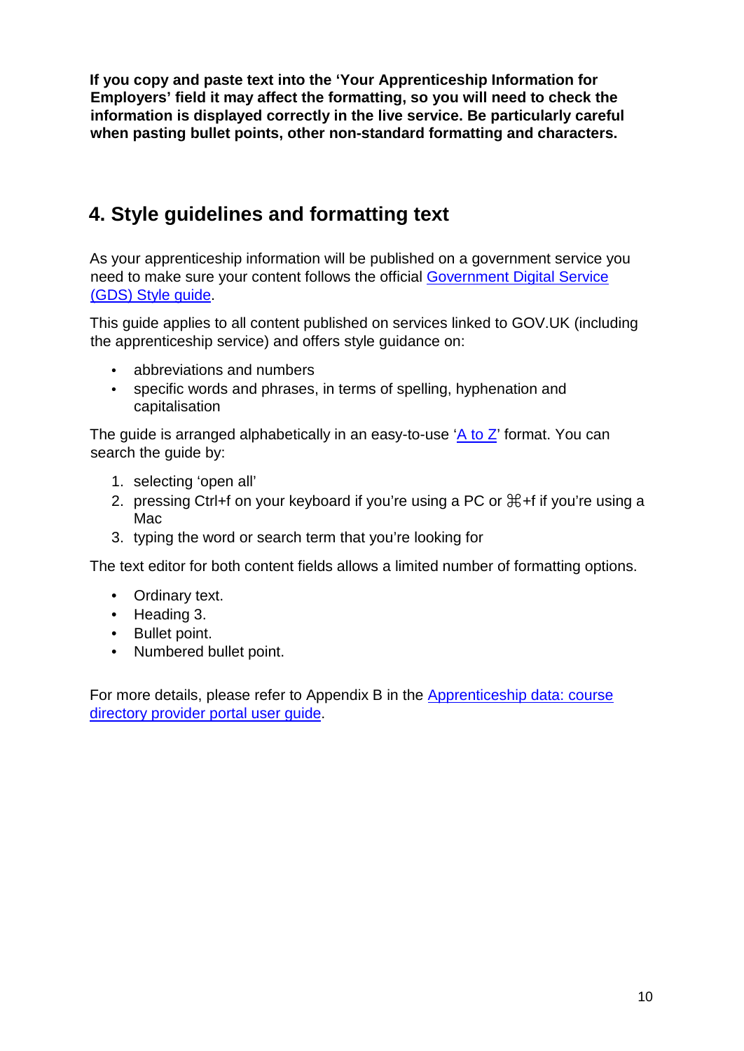**If you copy and paste text into the 'Your Apprenticeship Information for Employers' field it may affect the formatting, so you will need to check the information is displayed correctly in the live service. Be particularly careful when pasting bullet points, other non-standard formatting and characters.**

## 4. Style guidelines and formatting text

As your apprenticeship information will be published on a government service you need to make sure your content follows the official [Government Digital Service (GDS) Style guide](#).

This guide applies to all content published on services linked to GOV.UK (including the apprenticeship service) and offers style guidance on:

- abbreviations and numbers
- specific words and phrases, in terms of spelling, hyphenation and capitalisation

The guide is arranged alphabetically in an easy-to-use '[A to Z](#)' format. You can search the guide by:

1. selecting 'open all'
2. pressing Ctrl+f on your keyboard if you're using a PC or ⌘+f if you're using a Mac
3. typing the word or search term that you're looking for

The text editor for both content fields allows a limited number of formatting options.

- Ordinary text.
- Heading 3.
- Bullet point.
- Numbered bullet point.

For more details, please refer to Appendix B in the [Apprenticeship data: course directory provider portal user guide](#).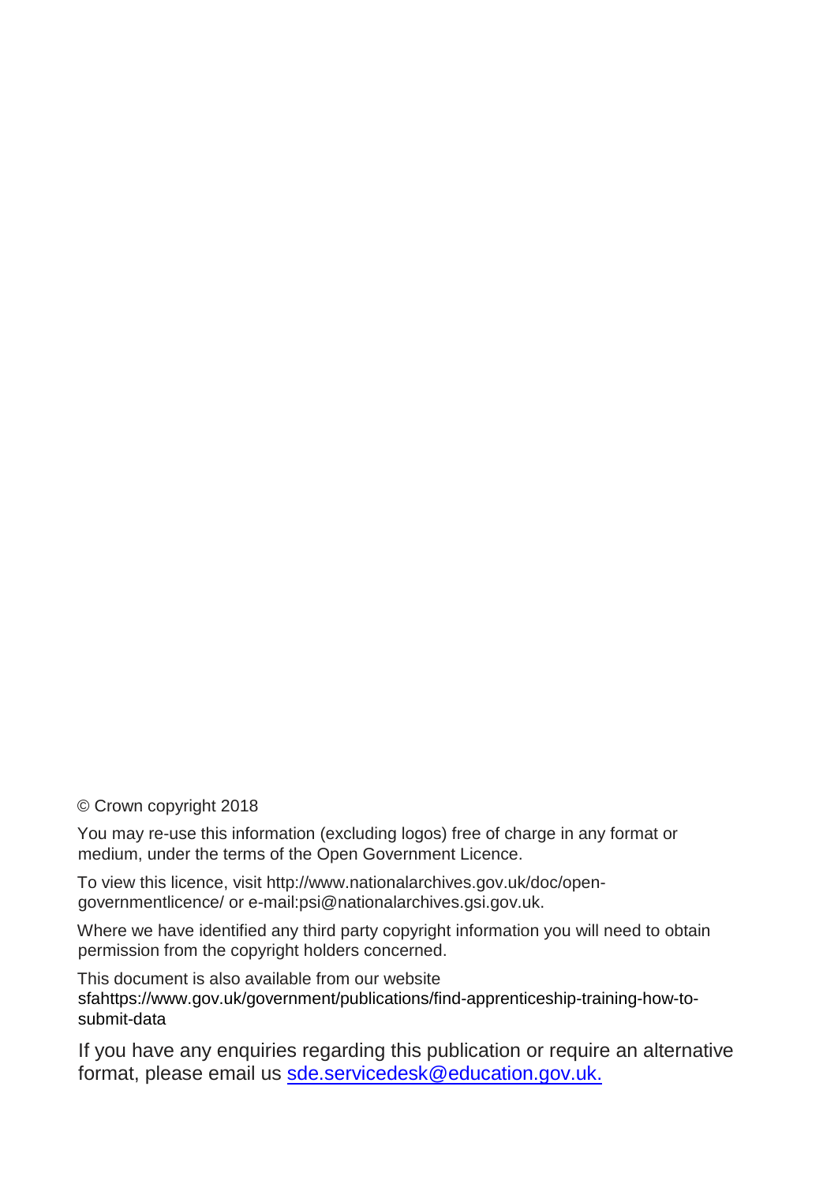© Crown copyright 2018

You may re-use this information (excluding logos) free of charge in any format or medium, under the terms of the Open Government Licence.

To view this licence, visit http://www.nationalarchives.gov.uk/doc/open-governmentlicence/ or e-mail:psi@nationalarchives.gsi.gov.uk.

Where we have identified any third party copyright information you will need to obtain permission from the copyright holders concerned.

This document is also available from our website sfahttps://www.gov.uk/government/publications/find-apprenticeship-training-how-to-submit-data

If you have any enquiries regarding this publication or require an alternative format, please email us sde.servicedesk@education.gov.uk.